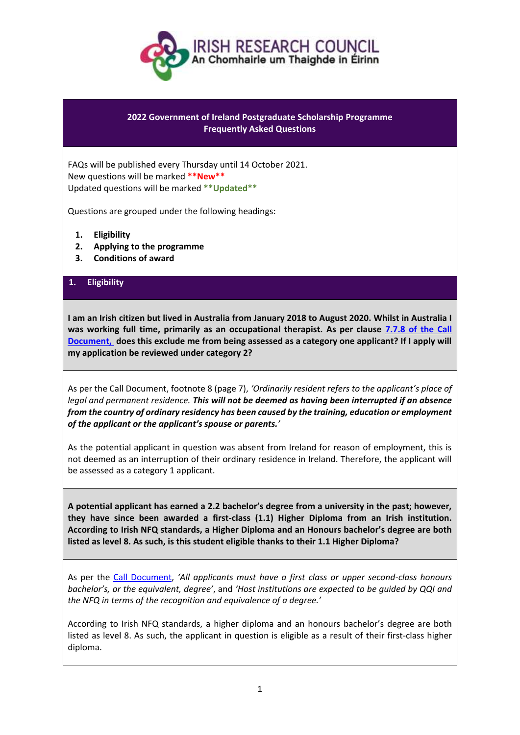IRISH RESEARCH COUNCIL
An Chomhairle um Thaighde in Éirinn

# 2022 Government of Ireland Postgraduate Scholarship Programme
# Frequently Asked Questions

FAQs will be published every Thursday until 14 October 2021.
New questions will be marked **\*\*New\*\***
Updated questions will be marked **\*\*Updated\*\***

Questions are grouped under the following headings:

1. **Eligibility**
2. **Applying to the programme**
3. **Conditions of award**

## 1. Eligibility

**I am an Irish citizen but lived in Australia from January 2018 to August 2020. Whilst in Australia I was working full time, primarily as an occupational therapist. As per clause 7.7.8 of the Call Document, does this exclude me from being assessed as a category one applicant? If I apply will my application be reviewed under category 2?**

As per the Call Document, footnote 8 (page 7), *'Ordinarily resident refers to the applicant's place of legal and permanent residence.* ***This will not be deemed as having been interrupted if an absence from the country of ordinary residency has been caused by the training, education or employment of the applicant or the applicant's spouse or parents.****'*

As the potential applicant in question was absent from Ireland for reason of employment, this is not deemed as an interruption of their ordinary residence in Ireland. Therefore, the applicant will be assessed as a category 1 applicant.

**A potential applicant has earned a 2.2 bachelor's degree from a university in the past; however, they have since been awarded a first-class (1.1) Higher Diploma from an Irish institution. According to Irish NFQ standards, a Higher Diploma and an Honours bachelor's degree are both listed as level 8. As such, is this student eligible thanks to their 1.1 Higher Diploma?**

As per the Call Document, *'All applicants must have a first class or upper second-class honours bachelor's, or the equivalent, degree'*, and *'Host institutions are expected to be guided by QQI and the NFQ in terms of the recognition and equivalence of a degree.'*

According to Irish NFQ standards, a higher diploma and an honours bachelor's degree are both listed as level 8. As such, the applicant in question is eligible as a result of their first-class higher diploma.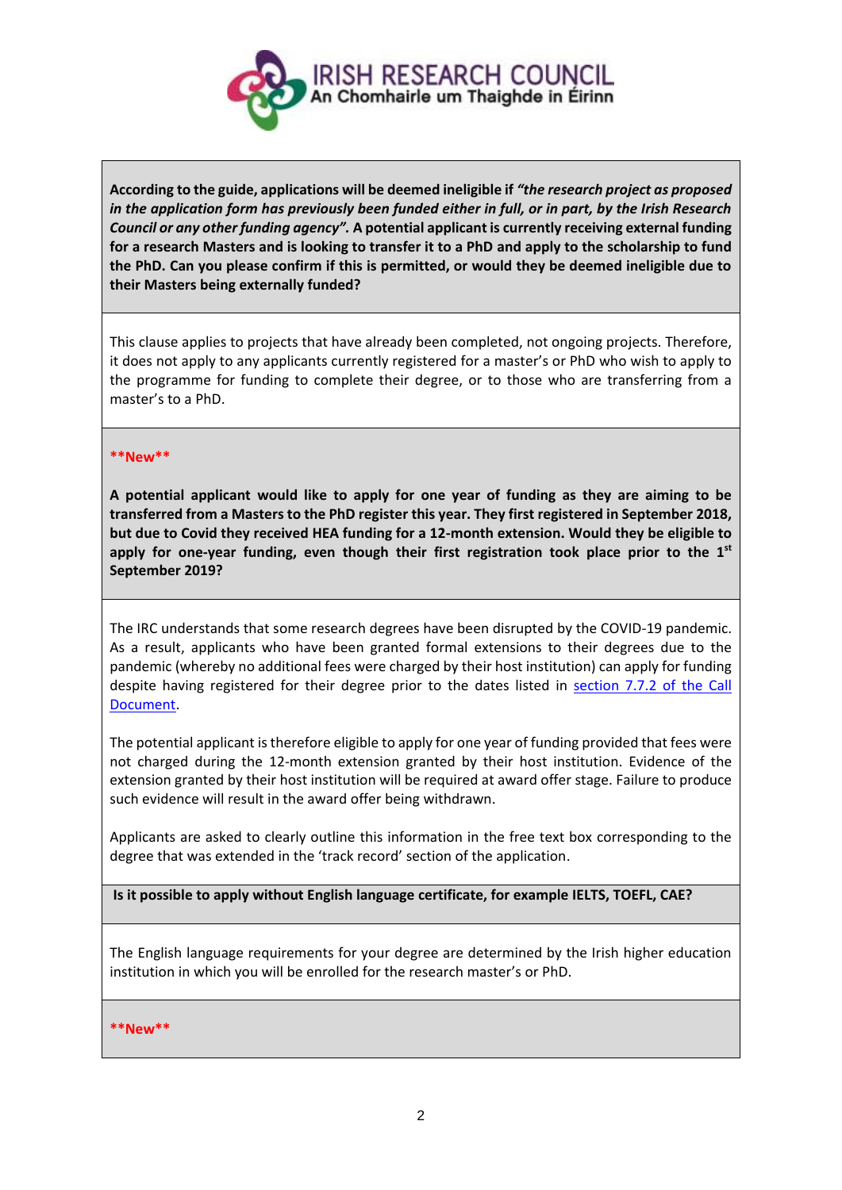**According to the guide, applications will be deemed ineligible if *"the research project as proposed in the application form has previously been funded either in full, or in part, by the Irish Research Council or any other funding agency".* A potential applicant is currently receiving external funding for a research Masters and is looking to transfer it to a PhD and apply to the scholarship to fund the PhD. Can you please confirm if this is permitted, or would they be deemed ineligible due to their Masters being externally funded?**

This clause applies to projects that have already been completed, not ongoing projects. Therefore, it does not apply to any applicants currently registered for a master's or PhD who wish to apply to the programme for funding to complete their degree, or to those who are transferring from a master's to a PhD.

**\*\*New\*\***

**A potential applicant would like to apply for one year of funding as they are aiming to be transferred from a Masters to the PhD register this year. They first registered in September 2018, but due to Covid they received HEA funding for a 12-month extension. Would they be eligible to apply for one-year funding, even though their first registration took place prior to the 1st September 2019?**

The IRC understands that some research degrees have been disrupted by the COVID-19 pandemic. As a result, applicants who have been granted formal extensions to their degrees due to the pandemic (whereby no additional fees were charged by their host institution) can apply for funding despite having registered for their degree prior to the dates listed in section 7.7.2 of the Call Document.

The potential applicant is therefore eligible to apply for one year of funding provided that fees were not charged during the 12-month extension granted by their host institution. Evidence of the extension granted by their host institution will be required at award offer stage. Failure to produce such evidence will result in the award offer being withdrawn.

Applicants are asked to clearly outline this information in the free text box corresponding to the degree that was extended in the 'track record' section of the application.

**Is it possible to apply without English language certificate, for example IELTS, TOEFL, CAE?**

The English language requirements for your degree are determined by the Irish higher education institution in which you will be enrolled for the research master's or PhD.

**\*\*New\*\***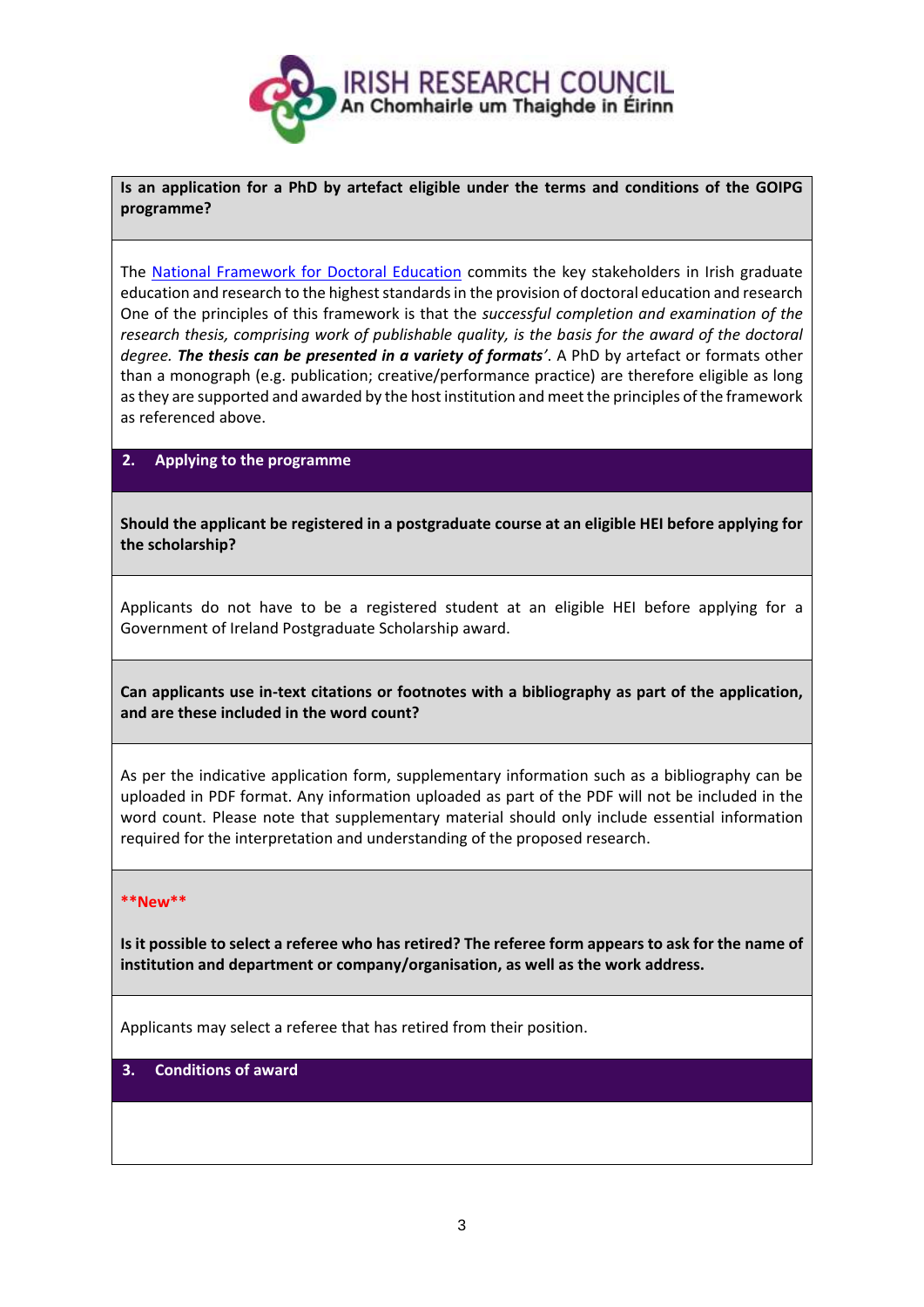**Is an application for a PhD by artefact eligible under the terms and conditions of the GOIPG programme?**

The [National Framework for Doctoral Education](#) commits the key stakeholders in Irish graduate education and research to the highest standards in the provision of doctoral education and research One of the principles of this framework is that the *successful completion and examination of the research thesis, comprising work of publishable quality, is the basis for the award of the doctoral degree.* ***The thesis can be presented in a variety of formats***'. A PhD by artefact or formats other than a monograph (e.g. publication; creative/performance practice) are therefore eligible as long as they are supported and awarded by the host institution and meet the principles of the framework as referenced above.

## 2. Applying to the programme

**Should the applicant be registered in a postgraduate course at an eligible HEI before applying for the scholarship?**

Applicants do not have to be a registered student at an eligible HEI before applying for a Government of Ireland Postgraduate Scholarship award.

**Can applicants use in-text citations or footnotes with a bibliography as part of the application, and are these included in the word count?**

As per the indicative application form, supplementary information such as a bibliography can be uploaded in PDF format. Any information uploaded as part of the PDF will not be included in the word count. Please note that supplementary material should only include essential information required for the interpretation and understanding of the proposed research.

****New****

**Is it possible to select a referee who has retired? The referee form appears to ask for the name of institution and department or company/organisation, as well as the work address.**

Applicants may select a referee that has retired from their position.

## 3. Conditions of award